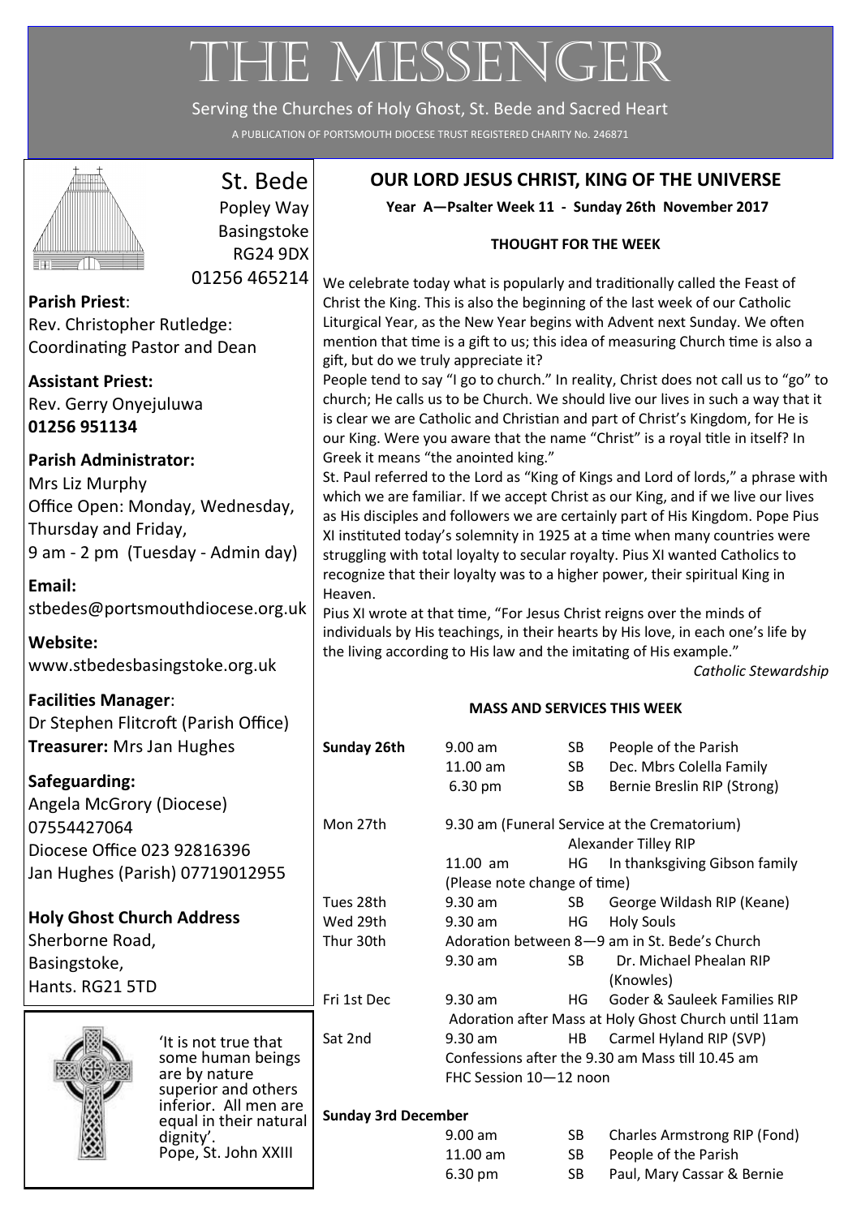# THE MESSENGER

Serving the Churches of Holy Ghost, St. Bede and Sacred Heart

A PUBLICATION OF PORTSMOUTH DIOCESE TRUST REGISTERED CHARITY No. 246871

## St. Bede

Popley Way
Basingstoke
RG24 9DX
01256 465214

**Parish Priest**:
Rev. Christopher Rutledge:
Coordinating Pastor and Dean

**Assistant Priest:**
Rev. Gerry Onyejuluwa
**01256 951134**

**Parish Administrator:**
Mrs Liz Murphy
Office Open: Monday, Wednesday, Thursday and Friday,
9 am - 2 pm (Tuesday - Admin day)

**Email:**
stbedes@portsmouthdiocese.org.uk

**Website:**
www.stbedesbasingstoke.org.uk

**Facilities Manager**:
Dr Stephen Flitcroft (Parish Office)
**Treasurer:** Mrs Jan Hughes

**Safeguarding:**
Angela McGrory (Diocese)
07554427064
Diocese Office 023 92816396
Jan Hughes (Parish) 07719012955

**Holy Ghost Church Address**
Sherborne Road,
Basingstoke,
Hants. RG21 5TD

'It is not true that some human beings are by nature superior and others inferior. All men are equal in their natural dignity'.
Pope, St. John XXIII

## OUR LORD JESUS CHRIST, KING OF THE UNIVERSE

**Year A—Psalter Week 11 - Sunday 26th November 2017**

**THOUGHT FOR THE WEEK**

We celebrate today what is popularly and traditionally called the Feast of Christ the King. This is also the beginning of the last week of our Catholic Liturgical Year, as the New Year begins with Advent next Sunday. We often mention that time is a gift to us; this idea of measuring Church time is also a gift, but do we truly appreciate it?

People tend to say "I go to church." In reality, Christ does not call us to "go" to church; He calls us to be Church. We should live our lives in such a way that it is clear we are Catholic and Christian and part of Christ's Kingdom, for He is our King. Were you aware that the name "Christ" is a royal title in itself? In Greek it means "the anointed king."

St. Paul referred to the Lord as "King of Kings and Lord of lords," a phrase with which we are familiar. If we accept Christ as our King, and if we live our lives as His disciples and followers we are certainly part of His Kingdom. Pope Pius XI instituted today's solemnity in 1925 at a time when many countries were struggling with total loyalty to secular royalty. Pius XI wanted Catholics to recognize that their loyalty was to a higher power, their spiritual King in Heaven.

Pius XI wrote at that time, "For Jesus Christ reigns over the minds of individuals by His teachings, in their hearts by His love, in each one's life by the living according to His law and the imitating of His example."

*Catholic Stewardship*

**MASS AND SERVICES THIS WEEK**

| | | | |
|---|---|---|---|
| **Sunday 26th** | 9.00 am | SB | People of the Parish |
| | 11.00 am | SB | Dec. Mbrs Colella Family |
| | 6.30 pm | SB | Bernie Breslin RIP (Strong) |
| Mon 27th | 9.30 am (Funeral Service at the Crematorium) | | Alexander Tilley RIP |
| | 11.00 am | HG | In thanksgiving Gibson family |
| | (Please note change of time) | | |
| Tues 28th | 9.30 am | SB | George Wildash RIP (Keane) |
| Wed 29th | 9.30 am | HG | Holy Souls |
| Thur 30th | Adoration between 8—9 am in St. Bede's Church | | |
| | 9.30 am | SB | Dr. Michael Phealan RIP (Knowles) |
| Fri 1st Dec | 9.30 am | HG | Goder & Sauleek Families RIP |
| | Adoration after Mass at Holy Ghost Church until 11am | | |
| Sat 2nd | 9.30 am | HB | Carmel Hyland RIP (SVP) |
| | Confessions after the 9.30 am Mass till 10.45 am | | |
| | FHC Session 10—12 noon | | |
| **Sunday 3rd December** | | | |
| | 9.00 am | SB | Charles Armstrong RIP (Fond) |
| | 11.00 am | SB | People of the Parish |
| | 6.30 pm | SB | Paul, Mary Cassar & Bernie |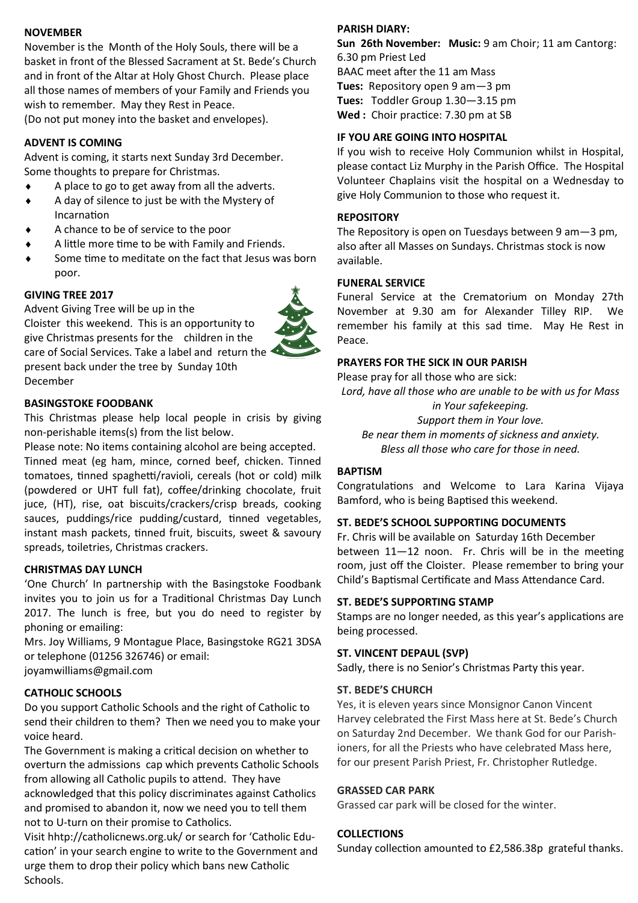**NOVEMBER**

November is the Month of the Holy Souls, there will be a basket in front of the Blessed Sacrament at St. Bede's Church and in front of the Altar at Holy Ghost Church. Please place all those names of members of your Family and Friends you wish to remember. May they Rest in Peace.
(Do not put money into the basket and envelopes).

**ADVENT IS COMING**

Advent is coming, it starts next Sunday 3rd December. Some thoughts to prepare for Christmas.

- A place to go to get away from all the adverts.
- A day of silence to just be with the Mystery of Incarnation
- A chance to be of service to the poor
- A little more time to be with Family and Friends.
- Some time to meditate on the fact that Jesus was born poor.

**GIVING TREE 2017**

Advent Giving Tree will be up in the Cloister this weekend. This is an opportunity to give Christmas presents for the children in the care of Social Services. Take a label and return the present back under the tree by Sunday 10th December

**BASINGSTOKE FOODBANK**

This Christmas please help local people in crisis by giving non-perishable items(s) from the list below.
Please note: No items containing alcohol are being accepted.
Tinned meat (eg ham, mince, corned beef, chicken. Tinned tomatoes, tinned spaghetti/ravioli, cereals (hot or cold) milk (powdered or UHT full fat), coffee/drinking chocolate, fruit juce, (HT), rise, oat biscuits/crackers/crisp breads, cooking sauces, puddings/rice pudding/custard, tinned vegetables, instant mash packets, tinned fruit, biscuits, sweet & savoury spreads, toiletries, Christmas crackers.

**CHRISTMAS DAY LUNCH**

'One Church' In partnership with the Basingstoke Foodbank invites you to join us for a Traditional Christmas Day Lunch 2017. The lunch is free, but you do need to register by phoning or emailing:
Mrs. Joy Williams, 9 Montague Place, Basingstoke RG21 3DSA or telephone (01256 326746) or email:
joyamwilliams@gmail.com

**CATHOLIC SCHOOLS**

Do you support Catholic Schools and the right of Catholic to send their children to them? Then we need you to make your voice heard.
The Government is making a critical decision on whether to overturn the admissions cap which prevents Catholic Schools from allowing all Catholic pupils to attend. They have acknowledged that this policy discriminates against Catholics and promised to abandon it, now we need you to tell them not to U-turn on their promise to Catholics.
Visit hhtp://catholicnews.org.uk/ or search for 'Catholic Education' in your search engine to write to the Government and urge them to drop their policy which bans new Catholic Schools.

**PARISH DIARY:**

**Sun 26th November: Music:** 9 am Choir; 11 am Cantorg: 6.30 pm Priest Led
BAAC meet after the 11 am Mass
**Tues:** Repository open 9 am—3 pm
**Tues:** Toddler Group 1.30—3.15 pm
**Wed :** Choir practice: 7.30 pm at SB

**IF YOU ARE GOING INTO HOSPITAL**

If you wish to receive Holy Communion whilst in Hospital, please contact Liz Murphy in the Parish Office. The Hospital Volunteer Chaplains visit the hospital on a Wednesday to give Holy Communion to those who request it.

**REPOSITORY**

The Repository is open on Tuesdays between 9 am—3 pm, also after all Masses on Sundays. Christmas stock is now available.

**FUNERAL SERVICE**

Funeral Service at the Crematorium on Monday 27th November at 9.30 am for Alexander Tilley RIP. We remember his family at this sad time. May He Rest in Peace.

**PRAYERS FOR THE SICK IN OUR PARISH**

Please pray for all those who are sick:

*Lord, have all those who are unable to be with us for Mass in Your safekeeping.*
*Support them in Your love.*
*Be near them in moments of sickness and anxiety.*
*Bless all those who care for those in need.*

**BAPTISM**

Congratulations and Welcome to Lara Karina Vijaya Bamford, who is being Baptised this weekend.

**ST. BEDE'S SCHOOL SUPPORTING DOCUMENTS**

Fr. Chris will be available on Saturday 16th December between 11—12 noon. Fr. Chris will be in the meeting room, just off the Cloister. Please remember to bring your Child's Baptismal Certificate and Mass Attendance Card.

**ST. BEDE'S SUPPORTING STAMP**

Stamps are no longer needed, as this year's applications are being processed.

**ST. VINCENT DEPAUL (SVP)**

Sadly, there is no Senior's Christmas Party this year.

**ST. BEDE'S CHURCH**

Yes, it is eleven years since Monsignor Canon Vincent Harvey celebrated the First Mass here at St. Bede's Church on Saturday 2nd December. We thank God for our Parishioners, for all the Priests who have celebrated Mass here, for our present Parish Priest, Fr. Christopher Rutledge.

**GRASSED CAR PARK**

Grassed car park will be closed for the winter.

**COLLECTIONS**

Sunday collection amounted to £2,586.38p grateful thanks.